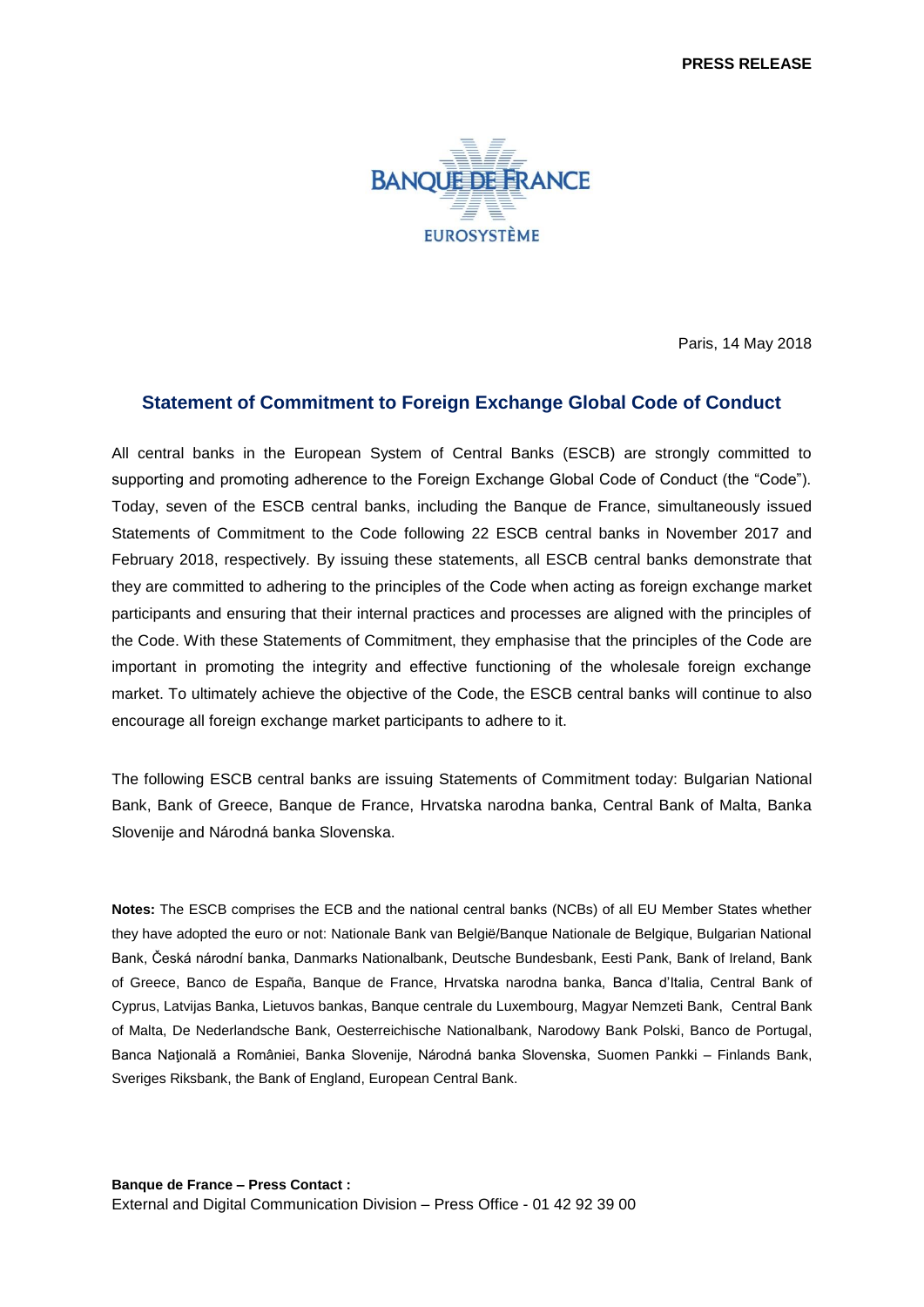**PRESS RELEASE**

BANQUE DE FRANCE

EUROSYSTÈME

Paris, 14 May 2018

## Statement of Commitment to Foreign Exchange Global Code of Conduct

All central banks in the European System of Central Banks (ESCB) are strongly committed to supporting and promoting adherence to the Foreign Exchange Global Code of Conduct (the "Code"). Today, seven of the ESCB central banks, including the Banque de France, simultaneously issued Statements of Commitment to the Code following 22 ESCB central banks in November 2017 and February 2018, respectively. By issuing these statements, all ESCB central banks demonstrate that they are committed to adhering to the principles of the Code when acting as foreign exchange market participants and ensuring that their internal practices and processes are aligned with the principles of the Code. With these Statements of Commitment, they emphasise that the principles of the Code are important in promoting the integrity and effective functioning of the wholesale foreign exchange market. To ultimately achieve the objective of the Code, the ESCB central banks will continue to also encourage all foreign exchange market participants to adhere to it.

The following ESCB central banks are issuing Statements of Commitment today: Bulgarian National Bank, Bank of Greece, Banque de France, Hrvatska narodna banka, Central Bank of Malta, Banka Slovenije and Národná banka Slovenska.

**Notes:** The ESCB comprises the ECB and the national central banks (NCBs) of all EU Member States whether they have adopted the euro or not: Nationale Bank van België/Banque Nationale de Belgique, Bulgarian National Bank, Česká národní banka, Danmarks Nationalbank, Deutsche Bundesbank, Eesti Pank, Bank of Ireland, Bank of Greece, Banco de España, Banque de France, Hrvatska narodna banka, Banca d'Italia, Central Bank of Cyprus, Latvijas Banka, Lietuvos bankas, Banque centrale du Luxembourg, Magyar Nemzeti Bank, Central Bank of Malta, De Nederlandsche Bank, Oesterreichische Nationalbank, Narodowy Bank Polski, Banco de Portugal, Banca Naţională a României, Banka Slovenije, Národná banka Slovenska, Suomen Pankki – Finlands Bank, Sveriges Riksbank, the Bank of England, European Central Bank.

**Banque de France – Press Contact :**
External and Digital Communication Division – Press Office - 01 42 92 39 00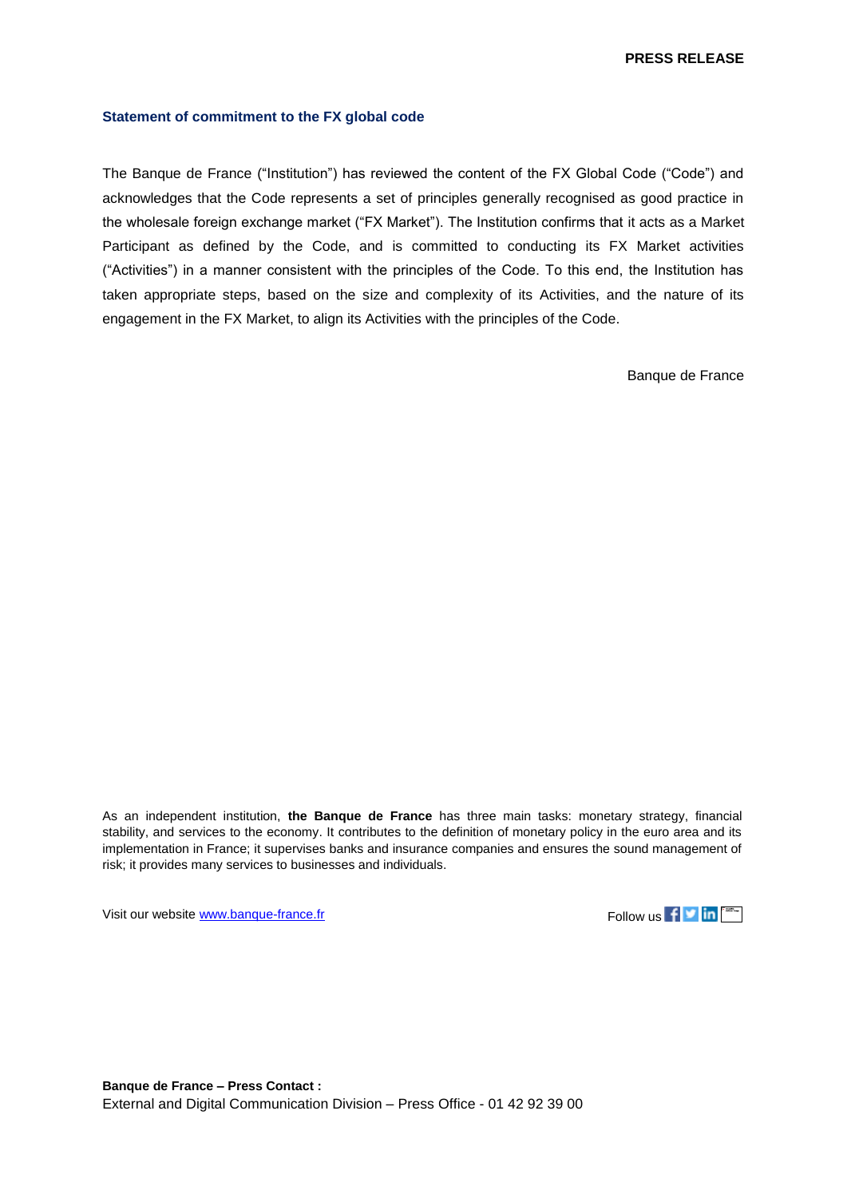**PRESS RELEASE**

## Statement of commitment to the FX global code

The Banque de France ("Institution") has reviewed the content of the FX Global Code ("Code") and acknowledges that the Code represents a set of principles generally recognised as good practice in the wholesale foreign exchange market ("FX Market"). The Institution confirms that it acts as a Market Participant as defined by the Code, and is committed to conducting its FX Market activities ("Activities") in a manner consistent with the principles of the Code. To this end, the Institution has taken appropriate steps, based on the size and complexity of its Activities, and the nature of its engagement in the FX Market, to align its Activities with the principles of the Code.

Banque de France

As an independent institution, **the Banque de France** has three main tasks: monetary strategy, financial stability, and services to the economy. It contributes to the definition of monetary policy in the euro area and its implementation in France; it supervises banks and insurance companies and ensures the sound management of risk; it provides many services to businesses and individuals.

Visit our website [www.banque-france.fr](http://www.banque-france.fr)

Follow us

**Banque de France – Press Contact :**
External and Digital Communication Division – Press Office - 01 42 92 39 00